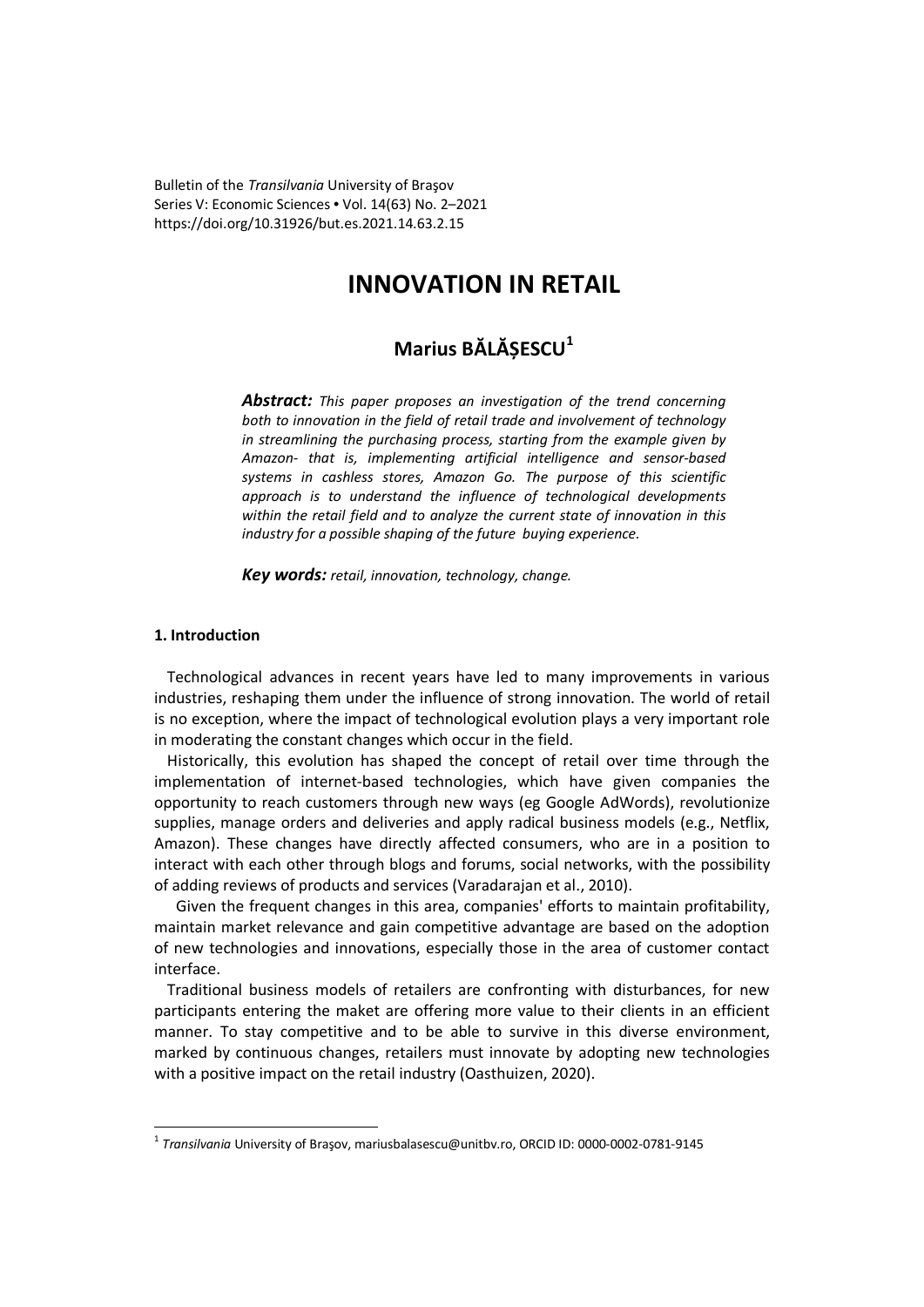Bulletin of the *Transilvania* University of Braşov
Series V: Economic Sciences • Vol. 14(63) No. 2–2021
https://doi.org/10.31926/but.es.2021.14.63.2.15

# INNOVATION IN RETAIL

## Marius BĂLĂȘESCU[1]

***Abstract:*** *This paper proposes an investigation of the trend concerning both to innovation in the field of retail trade and involvement of technology in streamlining the purchasing process, starting from the example given by Amazon- that is, implementing artificial intelligence and sensor-based systems in cashless stores, Amazon Go. The purpose of this scientific approach is to understand the influence of technological developments within the retail field and to analyze the current state of innovation in this industry for a possible shaping of the future buying experience.*

***Key words:*** *retail, innovation, technology, change.*

### 1. Introduction

Technological advances in recent years have led to many improvements in various industries, reshaping them under the influence of strong innovation. The world of retail is no exception, where the impact of technological evolution plays a very important role in moderating the constant changes which occur in the field.

Historically, this evolution has shaped the concept of retail over time through the implementation of internet-based technologies, which have given companies the opportunity to reach customers through new ways (eg Google AdWords), revolutionize supplies, manage orders and deliveries and apply radical business models (e.g., Netflix, Amazon). These changes have directly affected consumers, who are in a position to interact with each other through blogs and forums, social networks, with the possibility of adding reviews of products and services (Varadarajan et al., 2010).

Given the frequent changes in this area, companies' efforts to maintain profitability, maintain market relevance and gain competitive advantage are based on the adoption of new technologies and innovations, especially those in the area of customer contact interface.

Traditional business models of retailers are confronting with disturbances, for new participants entering the maket are offering more value to their clients in an efficient manner. To stay competitive and to be able to survive in this diverse environment, marked by continuous changes, retailers must innovate by adopting new technologies with a positive impact on the retail industry (Oasthuizen, 2020).

[1] *Transilvania* University of Braşov, mariusbalasescu@unitbv.ro, ORCID ID: 0000-0002-0781-9145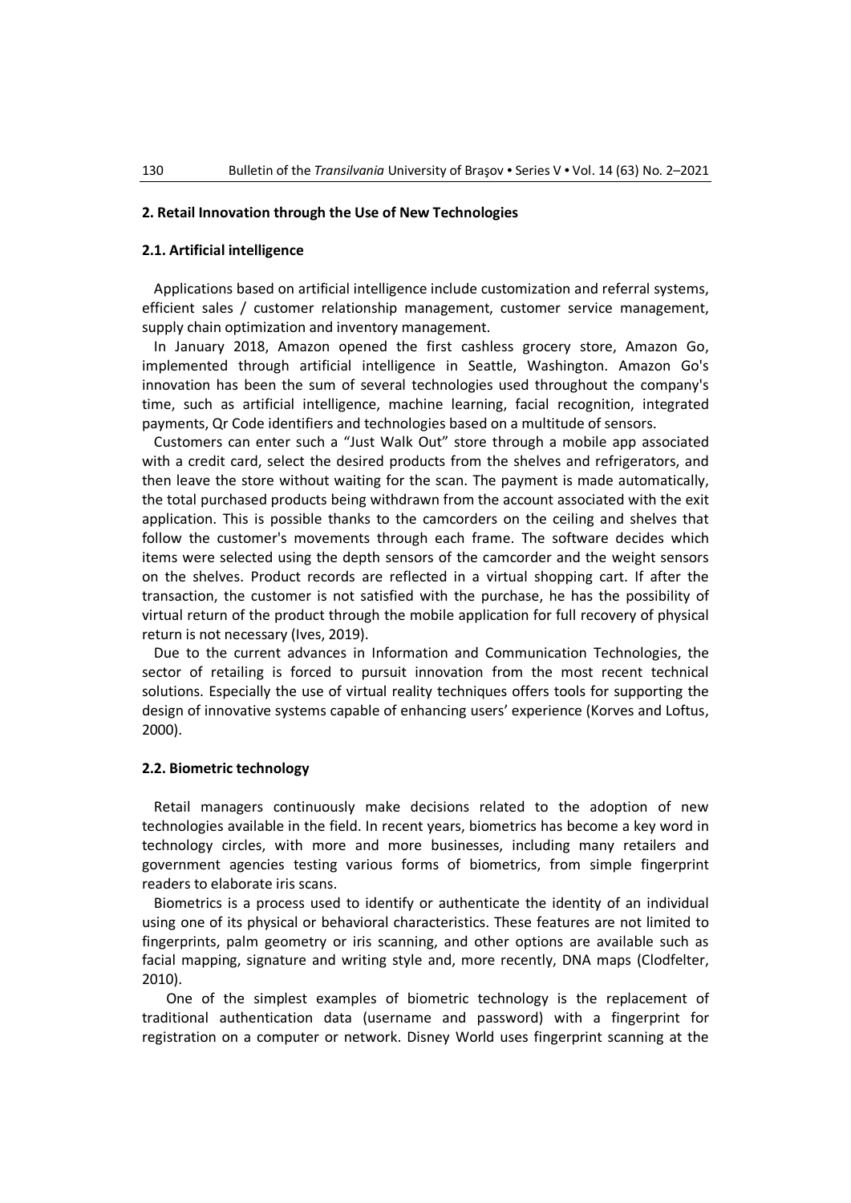## 2. Retail Innovation through the Use of New Technologies

### 2.1. Artificial intelligence

Applications based on artificial intelligence include customization and referral systems, efficient sales / customer relationship management, customer service management, supply chain optimization and inventory management.

In January 2018, Amazon opened the first cashless grocery store, Amazon Go, implemented through artificial intelligence in Seattle, Washington. Amazon Go's innovation has been the sum of several technologies used throughout the company's time, such as artificial intelligence, machine learning, facial recognition, integrated payments, Qr Code identifiers and technologies based on a multitude of sensors.

Customers can enter such a "Just Walk Out" store through a mobile app associated with a credit card, select the desired products from the shelves and refrigerators, and then leave the store without waiting for the scan. The payment is made automatically, the total purchased products being withdrawn from the account associated with the exit application. This is possible thanks to the camcorders on the ceiling and shelves that follow the customer's movements through each frame. The software decides which items were selected using the depth sensors of the camcorder and the weight sensors on the shelves. Product records are reflected in a virtual shopping cart. If after the transaction, the customer is not satisfied with the purchase, he has the possibility of virtual return of the product through the mobile application for full recovery of physical return is not necessary (Ives, 2019).

Due to the current advances in Information and Communication Technologies, the sector of retailing is forced to pursuit innovation from the most recent technical solutions. Especially the use of virtual reality techniques offers tools for supporting the design of innovative systems capable of enhancing users' experience (Korves and Loftus, 2000).

### 2.2. Biometric technology

Retail managers continuously make decisions related to the adoption of new technologies available in the field. In recent years, biometrics has become a key word in technology circles, with more and more businesses, including many retailers and government agencies testing various forms of biometrics, from simple fingerprint readers to elaborate iris scans.

Biometrics is a process used to identify or authenticate the identity of an individual using one of its physical or behavioral characteristics. These features are not limited to fingerprints, palm geometry or iris scanning, and other options are available such as facial mapping, signature and writing style and, more recently, DNA maps (Clodfelter, 2010).

One of the simplest examples of biometric technology is the replacement of traditional authentication data (username and password) with a fingerprint for registration on a computer or network. Disney World uses fingerprint scanning at the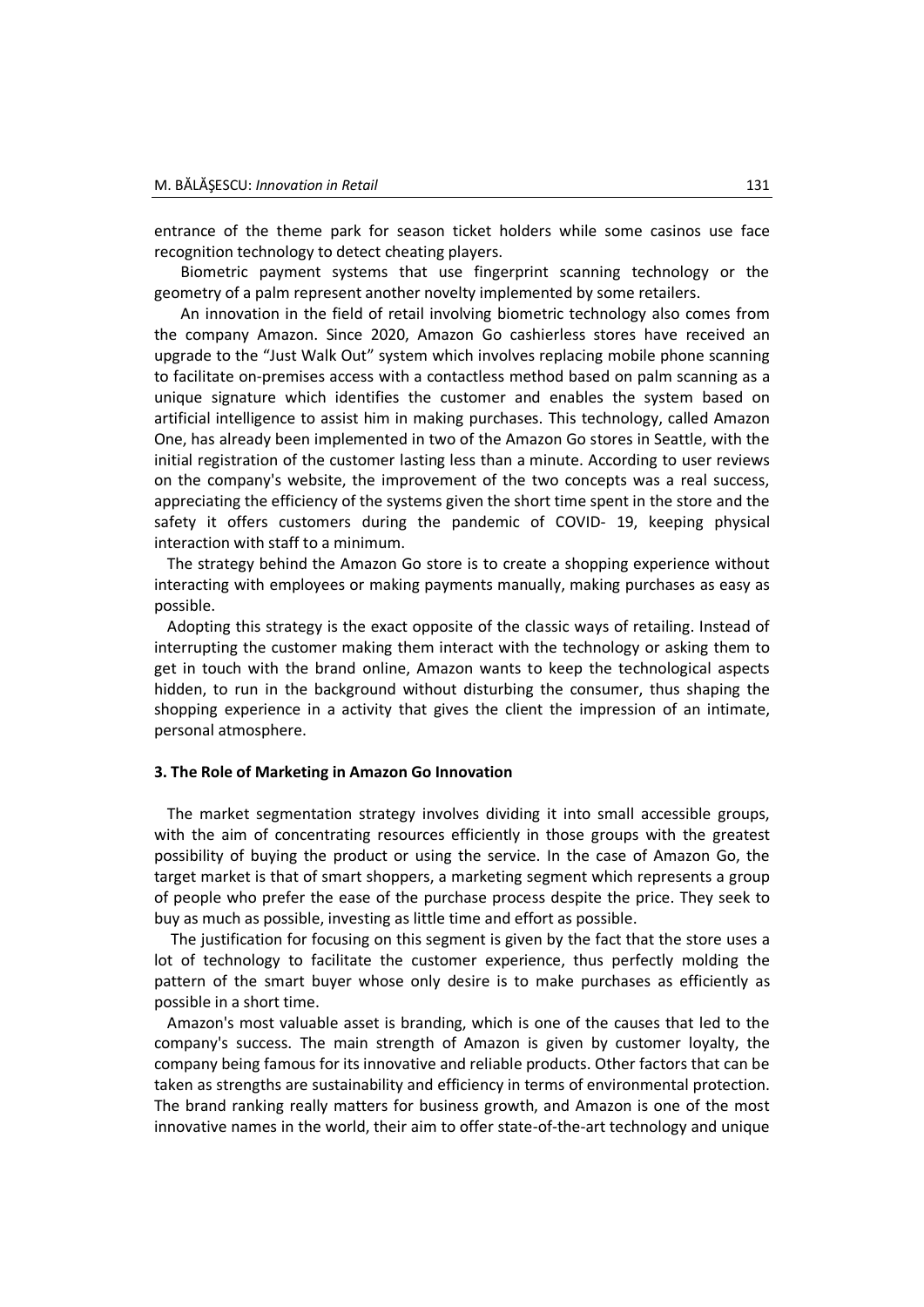entrance of the theme park for season ticket holders while some casinos use face recognition technology to detect cheating players.

Biometric payment systems that use fingerprint scanning technology or the geometry of a palm represent another novelty implemented by some retailers.

An innovation in the field of retail involving biometric technology also comes from the company Amazon. Since 2020, Amazon Go cashierless stores have received an upgrade to the "Just Walk Out" system which involves replacing mobile phone scanning to facilitate on-premises access with a contactless method based on palm scanning as a unique signature which identifies the customer and enables the system based on artificial intelligence to assist him in making purchases. This technology, called Amazon One, has already been implemented in two of the Amazon Go stores in Seattle, with the initial registration of the customer lasting less than a minute. According to user reviews on the company's website, the improvement of the two concepts was a real success, appreciating the efficiency of the systems given the short time spent in the store and the safety it offers customers during the pandemic of COVID- 19, keeping physical interaction with staff to a minimum.

The strategy behind the Amazon Go store is to create a shopping experience without interacting with employees or making payments manually, making purchases as easy as possible.

Adopting this strategy is the exact opposite of the classic ways of retailing. Instead of interrupting the customer making them interact with the technology or asking them to get in touch with the brand online, Amazon wants to keep the technological aspects hidden, to run in the background without disturbing the consumer, thus shaping the shopping experience in a activity that gives the client the impression of an intimate, personal atmosphere.

### 3. The Role of Marketing in Amazon Go Innovation

The market segmentation strategy involves dividing it into small accessible groups, with the aim of concentrating resources efficiently in those groups with the greatest possibility of buying the product or using the service. In the case of Amazon Go, the target market is that of smart shoppers, a marketing segment which represents a group of people who prefer the ease of the purchase process despite the price. They seek to buy as much as possible, investing as little time and effort as possible.

The justification for focusing on this segment is given by the fact that the store uses a lot of technology to facilitate the customer experience, thus perfectly molding the pattern of the smart buyer whose only desire is to make purchases as efficiently as possible in a short time.

Amazon's most valuable asset is branding, which is one of the causes that led to the company's success. The main strength of Amazon is given by customer loyalty, the company being famous for its innovative and reliable products. Other factors that can be taken as strengths are sustainability and efficiency in terms of environmental protection. The brand ranking really matters for business growth, and Amazon is one of the most innovative names in the world, their aim to offer state-of-the-art technology and unique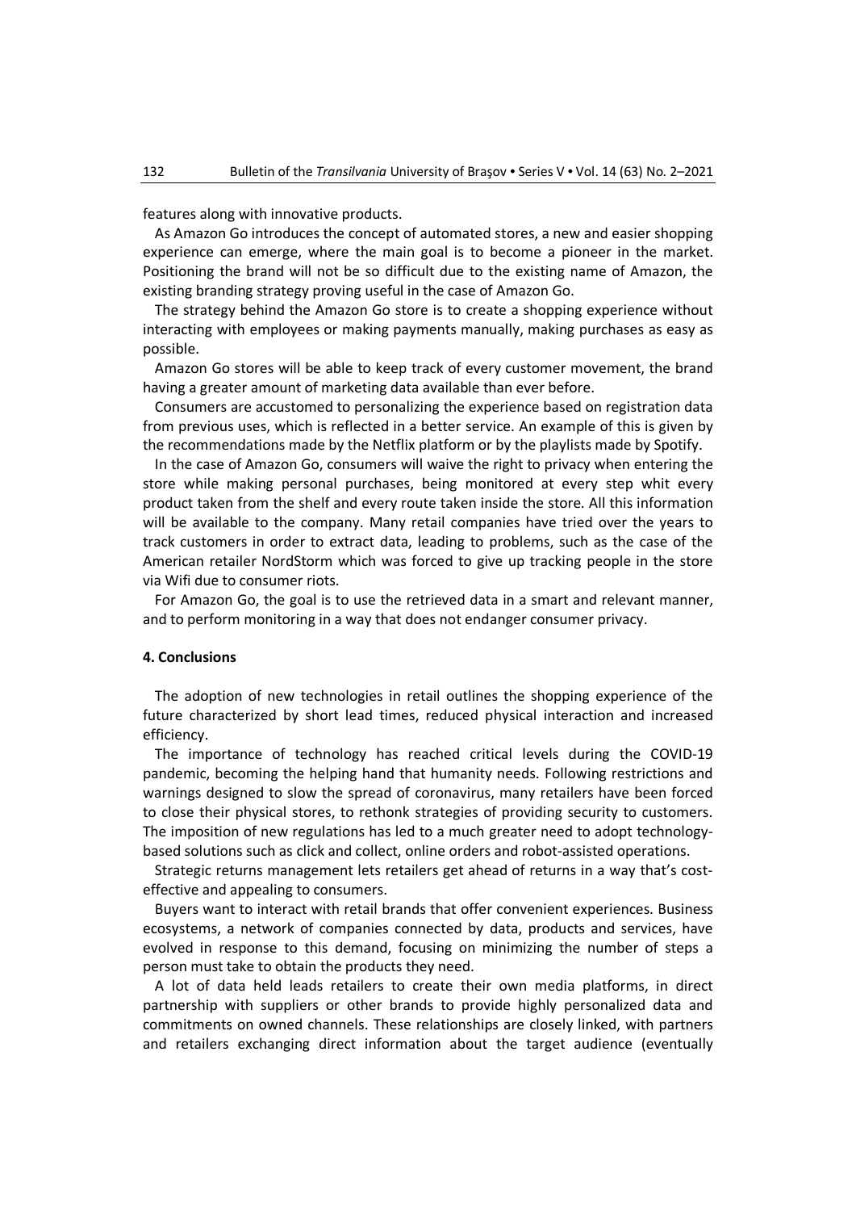features along with innovative products.

As Amazon Go introduces the concept of automated stores, a new and easier shopping experience can emerge, where the main goal is to become a pioneer in the market. Positioning the brand will not be so difficult due to the existing name of Amazon, the existing branding strategy proving useful in the case of Amazon Go.

The strategy behind the Amazon Go store is to create a shopping experience without interacting with employees or making payments manually, making purchases as easy as possible.

Amazon Go stores will be able to keep track of every customer movement, the brand having a greater amount of marketing data available than ever before.

Consumers are accustomed to personalizing the experience based on registration data from previous uses, which is reflected in a better service. An example of this is given by the recommendations made by the Netflix platform or by the playlists made by Spotify.

In the case of Amazon Go, consumers will waive the right to privacy when entering the store while making personal purchases, being monitored at every step whit every product taken from the shelf and every route taken inside the store. All this information will be available to the company. Many retail companies have tried over the years to track customers in order to extract data, leading to problems, such as the case of the American retailer NordStorm which was forced to give up tracking people in the store via Wifi due to consumer riots.

For Amazon Go, the goal is to use the retrieved data in a smart and relevant manner, and to perform monitoring in a way that does not endanger consumer privacy.

## 4. Conclusions

The adoption of new technologies in retail outlines the shopping experience of the future characterized by short lead times, reduced physical interaction and increased efficiency.

The importance of technology has reached critical levels during the COVID-19 pandemic, becoming the helping hand that humanity needs. Following restrictions and warnings designed to slow the spread of coronavirus, many retailers have been forced to close their physical stores, to rethonk strategies of providing security to customers. The imposition of new regulations has led to a much greater need to adopt technology-based solutions such as click and collect, online orders and robot-assisted operations.

Strategic returns management lets retailers get ahead of returns in a way that's cost-effective and appealing to consumers.

Buyers want to interact with retail brands that offer convenient experiences. Business ecosystems, a network of companies connected by data, products and services, have evolved in response to this demand, focusing on minimizing the number of steps a person must take to obtain the products they need.

A lot of data held leads retailers to create their own media platforms, in direct partnership with suppliers or other brands to provide highly personalized data and commitments on owned channels. These relationships are closely linked, with partners and retailers exchanging direct information about the target audience (eventually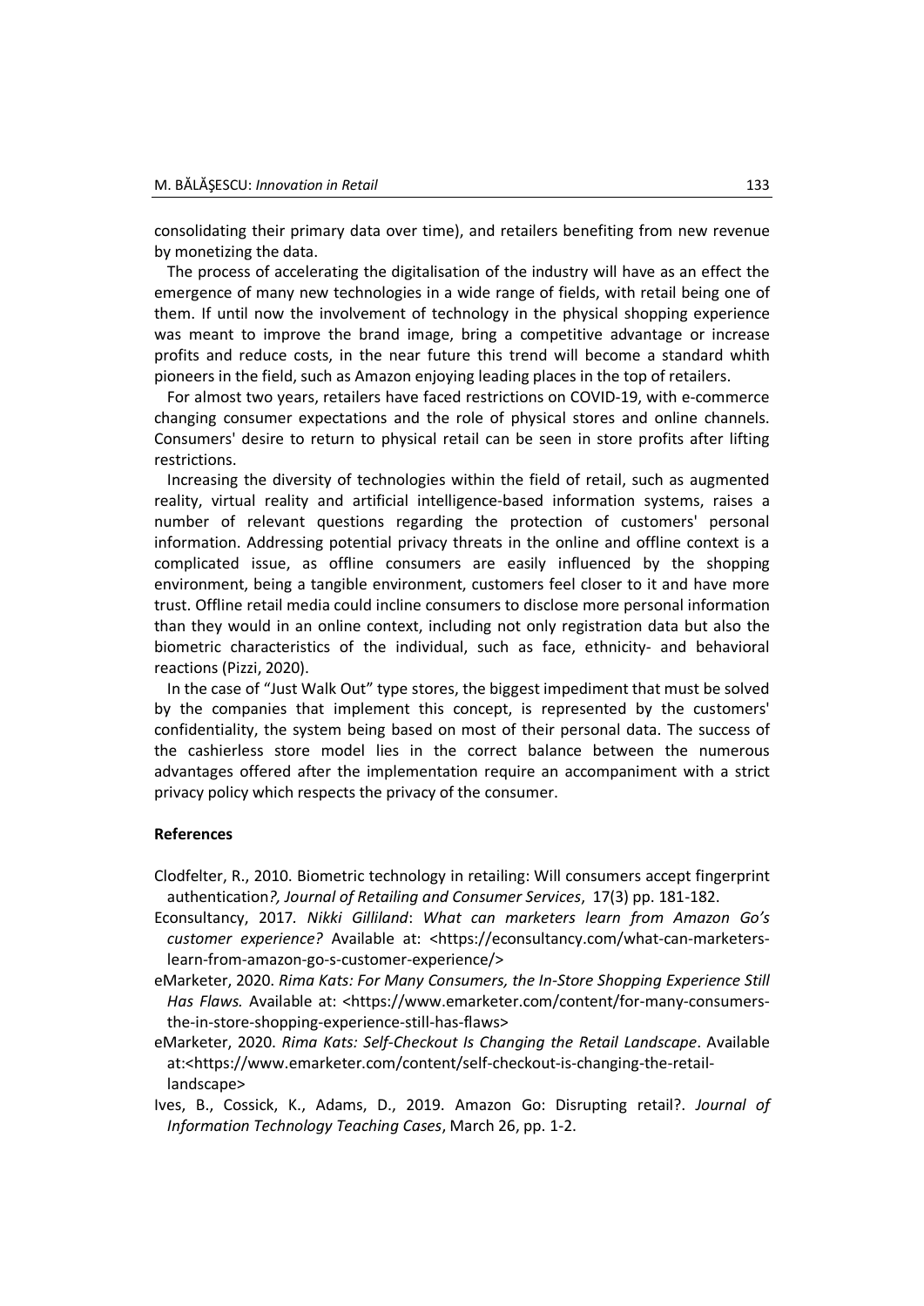consolidating their primary data over time), and retailers benefiting from new revenue by monetizing the data.

The process of accelerating the digitalisation of the industry will have as an effect the emergence of many new technologies in a wide range of fields, with retail being one of them. If until now the involvement of technology in the physical shopping experience was meant to improve the brand image, bring a competitive advantage or increase profits and reduce costs, in the near future this trend will become a standard whith pioneers in the field, such as Amazon enjoying leading places in the top of retailers.

For almost two years, retailers have faced restrictions on COVID-19, with e-commerce changing consumer expectations and the role of physical stores and online channels. Consumers' desire to return to physical retail can be seen in store profits after lifting restrictions.

Increasing the diversity of technologies within the field of retail, such as augmented reality, virtual reality and artificial intelligence-based information systems, raises a number of relevant questions regarding the protection of customers' personal information. Addressing potential privacy threats in the online and offline context is a complicated issue, as offline consumers are easily influenced by the shopping environment, being a tangible environment, customers feel closer to it and have more trust. Offline retail media could incline consumers to disclose more personal information than they would in an online context, including not only registration data but also the biometric characteristics of the individual, such as face, ethnicity- and behavioral reactions (Pizzi, 2020).

In the case of "Just Walk Out" type stores, the biggest impediment that must be solved by the companies that implement this concept, is represented by the customers' confidentiality, the system being based on most of their personal data. The success of the cashierless store model lies in the correct balance between the numerous advantages offered after the implementation require an accompaniment with a strict privacy policy which respects the privacy of the consumer.

**References**

Clodfelter, R., 2010. Biometric technology in retailing: Will consumers accept fingerprint authentication*?, Journal of Retailing and Consumer Services*, 17(3) pp. 181-182.

Econsultancy, 2017*. Nikki Gilliland*: *What can marketers learn from Amazon Go's customer experience?* Available at: <https://econsultancy.com/what-can-marketers-learn-from-amazon-go-s-customer-experience/>

eMarketer, 2020. *Rima Kats: For Many Consumers, the In-Store Shopping Experience Still Has Flaws.* Available at: <https://www.emarketer.com/content/for-many-consumers-the-in-store-shopping-experience-still-has-flaws>

eMarketer, 2020. *Rima Kats: Self-Checkout Is Changing the Retail Landscape*. Available at:<https://www.emarketer.com/content/self-checkout-is-changing-the-retail-landscape>

Ives, B., Cossick, K., Adams, D., 2019. Amazon Go: Disrupting retail?. *Journal of Information Technology Teaching Cases*, March 26, pp. 1-2.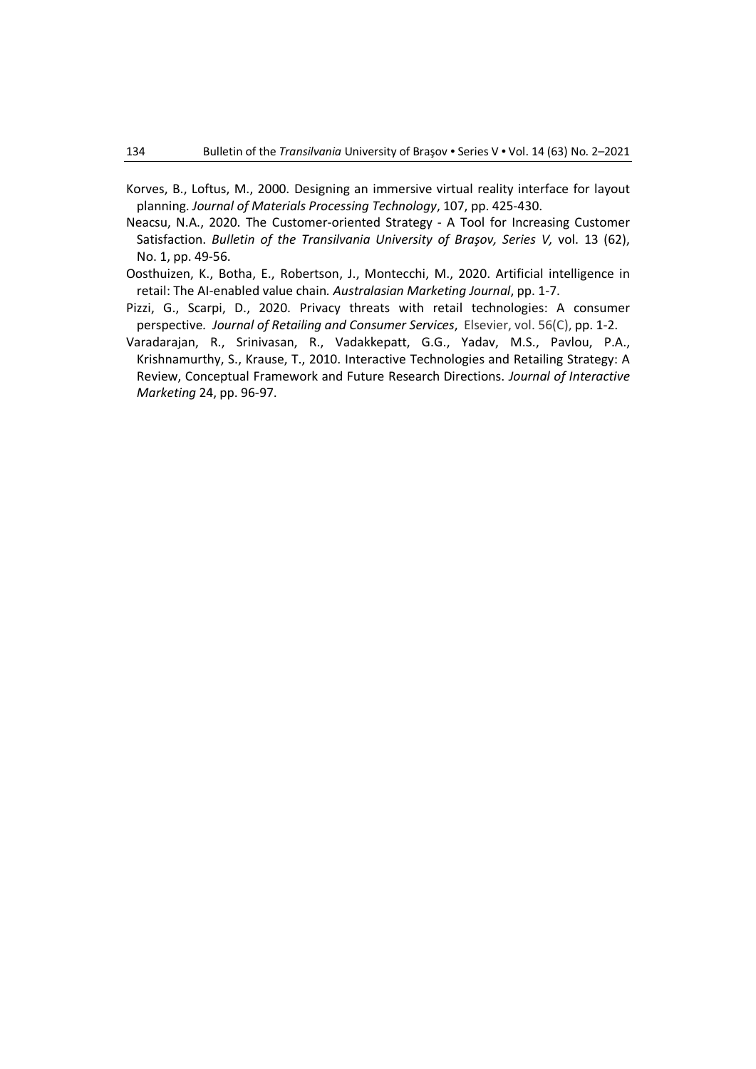Korves, B., Loftus, M., 2000. Designing an immersive virtual reality interface for layout planning. *Journal of Materials Processing Technology*, 107, pp. 425-430.

Neacsu, N.A., 2020. The Customer-oriented Strategy - A Tool for Increasing Customer Satisfaction. *Bulletin of the Transilvania University of Braşov, Series V,* vol. 13 (62), No. 1, pp. 49-56.

Oosthuizen, K., Botha, E., Robertson, J., Montecchi, M., 2020. Artificial intelligence in retail: The AI-enabled value chain*. Australasian Marketing Journal*, pp. 1-7.

Pizzi, G., Scarpi, D., 2020. Privacy threats with retail technologies: A consumer perspective*. Journal of Retailing and Consumer Services*, Elsevier, vol. 56(C), pp. 1-2.

Varadarajan, R., Srinivasan, R., Vadakkepatt, G.G., Yadav, M.S., Pavlou, P.A., Krishnamurthy, S., Krause, T., 2010. Interactive Technologies and Retailing Strategy: A Review, Conceptual Framework and Future Research Directions. *Journal of Interactive Marketing* 24, pp. 96-97.